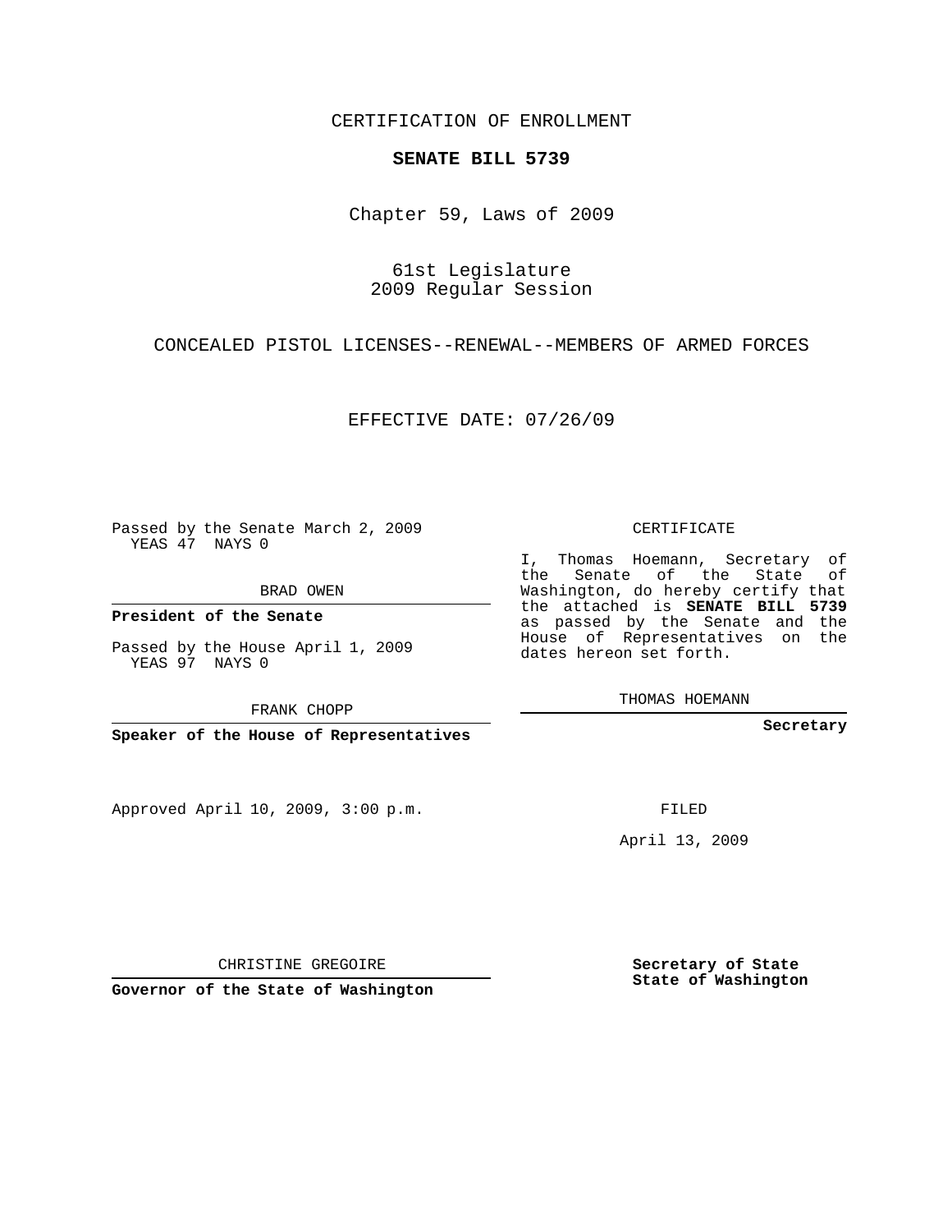CERTIFICATION OF ENROLLMENT

**SENATE BILL 5739**

Chapter 59, Laws of 2009

61st Legislature
2009 Regular Session

CONCEALED PISTOL LICENSES--RENEWAL--MEMBERS OF ARMED FORCES

EFFECTIVE DATE: 07/26/09

Passed by the Senate March 2, 2009
YEAS 47 NAYS 0

BRAD OWEN

**President of the Senate**

Passed by the House April 1, 2009
YEAS 97 NAYS 0

FRANK CHOPP

**Speaker of the House of Representatives**

Approved April 10, 2009, 3:00 p.m.

CHRISTINE GREGOIRE

**Governor of the State of Washington**

CERTIFICATE

I, Thomas Hoemann, Secretary of the Senate of the State of Washington, do hereby certify that the attached is **SENATE BILL 5739** as passed by the Senate and the House of Representatives on the dates hereon set forth.

THOMAS HOEMANN

**Secretary**

FILED

April 13, 2009

**Secretary of State
State of Washington**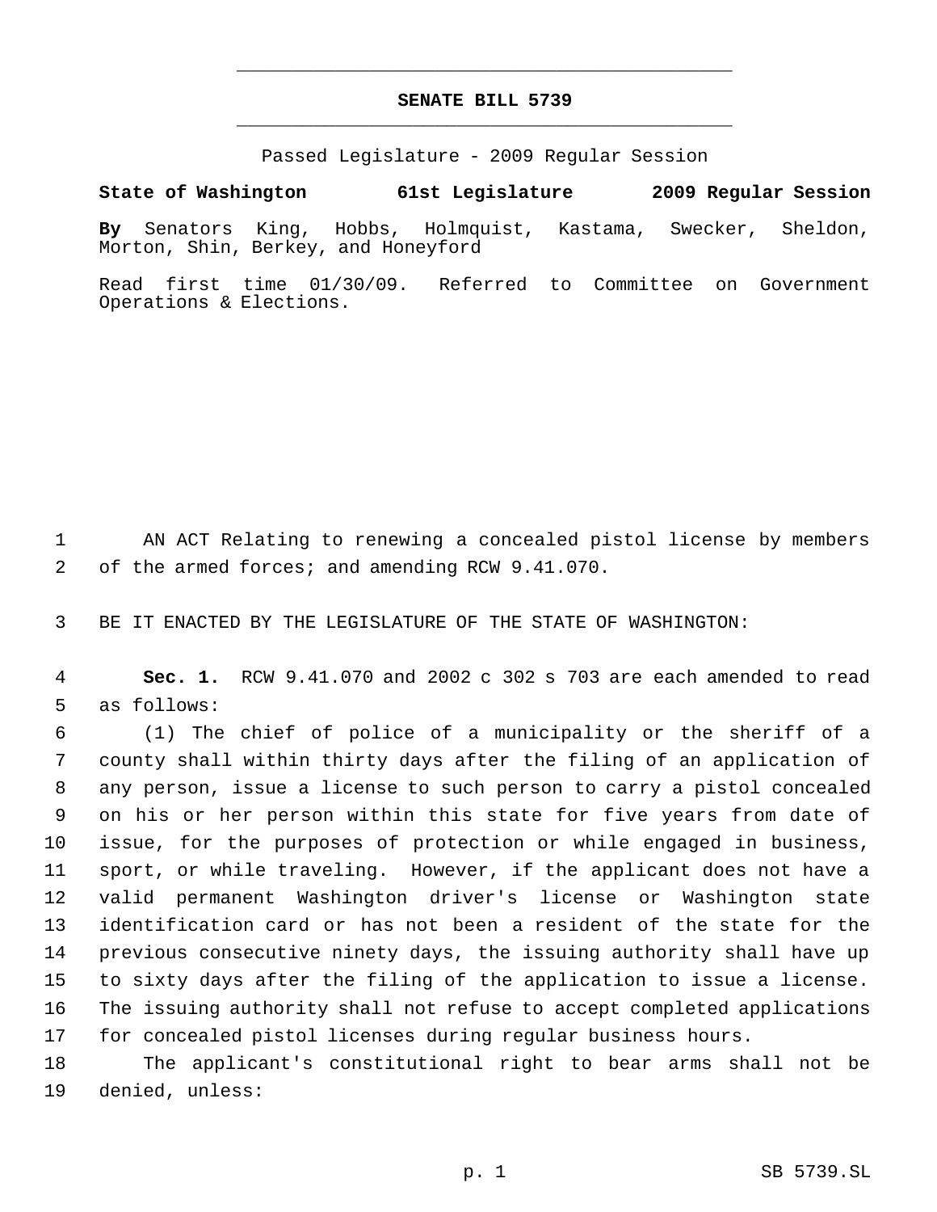# SENATE BILL 5739

Passed Legislature - 2009 Regular Session

**State of Washington 61st Legislature 2009 Regular Session**

**By** Senators King, Hobbs, Holmquist, Kastama, Swecker, Sheldon, Morton, Shin, Berkey, and Honeyford

Read first time 01/30/09. Referred to Committee on Government Operations & Elections.

1 AN ACT Relating to renewing a concealed pistol license by members
2 of the armed forces; and amending RCW 9.41.070.

3 BE IT ENACTED BY THE LEGISLATURE OF THE STATE OF WASHINGTON:

4 **Sec. 1.** RCW 9.41.070 and 2002 c 302 s 703 are each amended to read
5 as follows:

6 (1) The chief of police of a municipality or the sheriff of a
7 county shall within thirty days after the filing of an application of
8 any person, issue a license to such person to carry a pistol concealed
9 on his or her person within this state for five years from date of
10 issue, for the purposes of protection or while engaged in business,
11 sport, or while traveling. However, if the applicant does not have a
12 valid permanent Washington driver's license or Washington state
13 identification card or has not been a resident of the state for the
14 previous consecutive ninety days, the issuing authority shall have up
15 to sixty days after the filing of the application to issue a license.
16 The issuing authority shall not refuse to accept completed applications
17 for concealed pistol licenses during regular business hours.

18 The applicant's constitutional right to bear arms shall not be
19 denied, unless: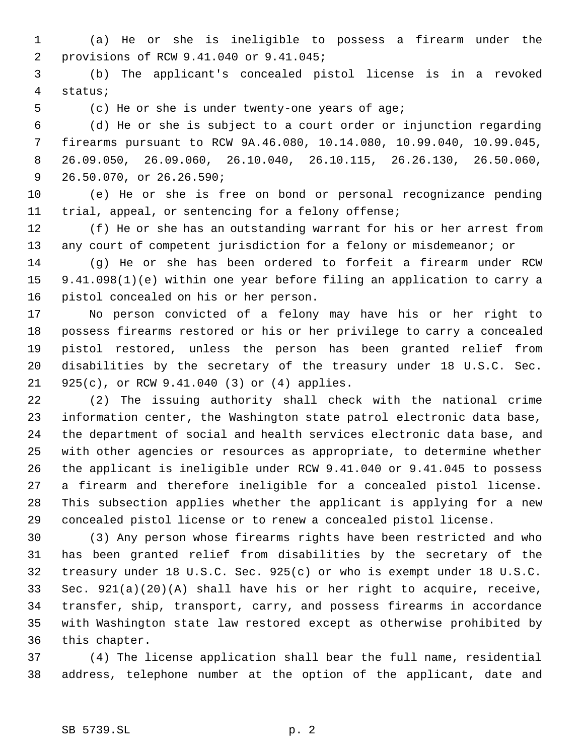(a) He or she is ineligible to possess a firearm under the provisions of RCW 9.41.040 or 9.41.045;

(b) The applicant's concealed pistol license is in a revoked status;

(c) He or she is under twenty-one years of age;

(d) He or she is subject to a court order or injunction regarding firearms pursuant to RCW 9A.46.080, 10.14.080, 10.99.040, 10.99.045, 26.09.050, 26.09.060, 26.10.040, 26.10.115, 26.26.130, 26.50.060, 26.50.070, or 26.26.590;

(e) He or she is free on bond or personal recognizance pending trial, appeal, or sentencing for a felony offense;

(f) He or she has an outstanding warrant for his or her arrest from any court of competent jurisdiction for a felony or misdemeanor; or

(g) He or she has been ordered to forfeit a firearm under RCW 9.41.098(1)(e) within one year before filing an application to carry a pistol concealed on his or her person.

No person convicted of a felony may have his or her right to possess firearms restored or his or her privilege to carry a concealed pistol restored, unless the person has been granted relief from disabilities by the secretary of the treasury under 18 U.S.C. Sec. 925(c), or RCW 9.41.040 (3) or (4) applies.

(2) The issuing authority shall check with the national crime information center, the Washington state patrol electronic data base, the department of social and health services electronic data base, and with other agencies or resources as appropriate, to determine whether the applicant is ineligible under RCW 9.41.040 or 9.41.045 to possess a firearm and therefore ineligible for a concealed pistol license. This subsection applies whether the applicant is applying for a new concealed pistol license or to renew a concealed pistol license.

(3) Any person whose firearms rights have been restricted and who has been granted relief from disabilities by the secretary of the treasury under 18 U.S.C. Sec. 925(c) or who is exempt under 18 U.S.C. Sec. 921(a)(20)(A) shall have his or her right to acquire, receive, transfer, ship, transport, carry, and possess firearms in accordance with Washington state law restored except as otherwise prohibited by this chapter.

(4) The license application shall bear the full name, residential address, telephone number at the option of the applicant, date and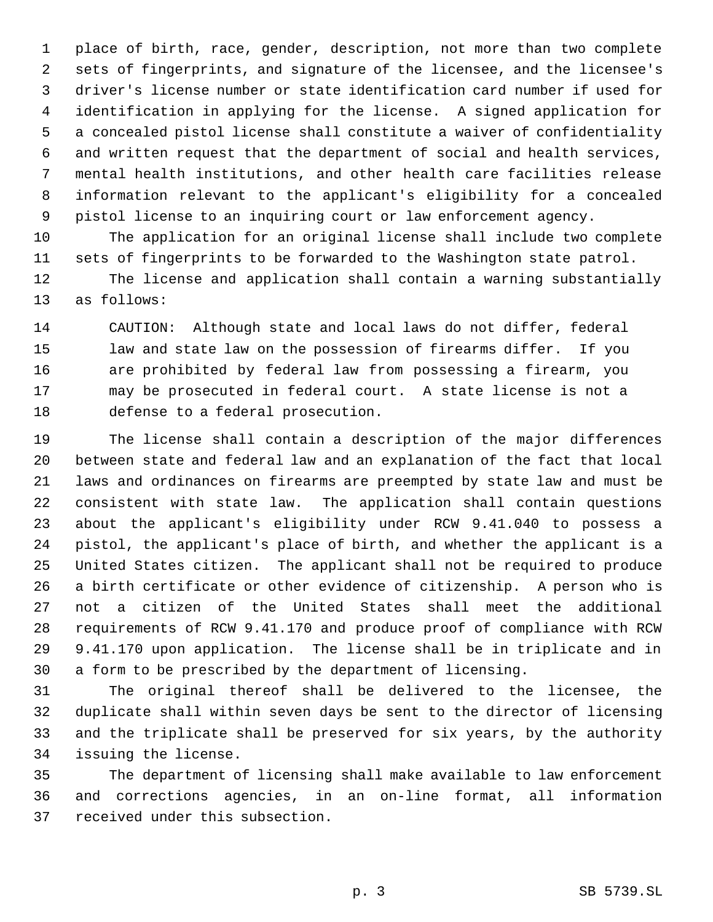place of birth, race, gender, description, not more than two complete sets of fingerprints, and signature of the licensee, and the licensee's driver's license number or state identification card number if used for identification in applying for the license. A signed application for a concealed pistol license shall constitute a waiver of confidentiality and written request that the department of social and health services, mental health institutions, and other health care facilities release information relevant to the applicant's eligibility for a concealed pistol license to an inquiring court or law enforcement agency.

The application for an original license shall include two complete sets of fingerprints to be forwarded to the Washington state patrol.

The license and application shall contain a warning substantially as follows:

> CAUTION: Although state and local laws do not differ, federal law and state law on the possession of firearms differ. If you are prohibited by federal law from possessing a firearm, you may be prosecuted in federal court. A state license is not a defense to a federal prosecution.

The license shall contain a description of the major differences between state and federal law and an explanation of the fact that local laws and ordinances on firearms are preempted by state law and must be consistent with state law. The application shall contain questions about the applicant's eligibility under RCW 9.41.040 to possess a pistol, the applicant's place of birth, and whether the applicant is a United States citizen. The applicant shall not be required to produce a birth certificate or other evidence of citizenship. A person who is not a citizen of the United States shall meet the additional requirements of RCW 9.41.170 and produce proof of compliance with RCW 9.41.170 upon application. The license shall be in triplicate and in a form to be prescribed by the department of licensing.

The original thereof shall be delivered to the licensee, the duplicate shall within seven days be sent to the director of licensing and the triplicate shall be preserved for six years, by the authority issuing the license.

The department of licensing shall make available to law enforcement and corrections agencies, in an on-line format, all information received under this subsection.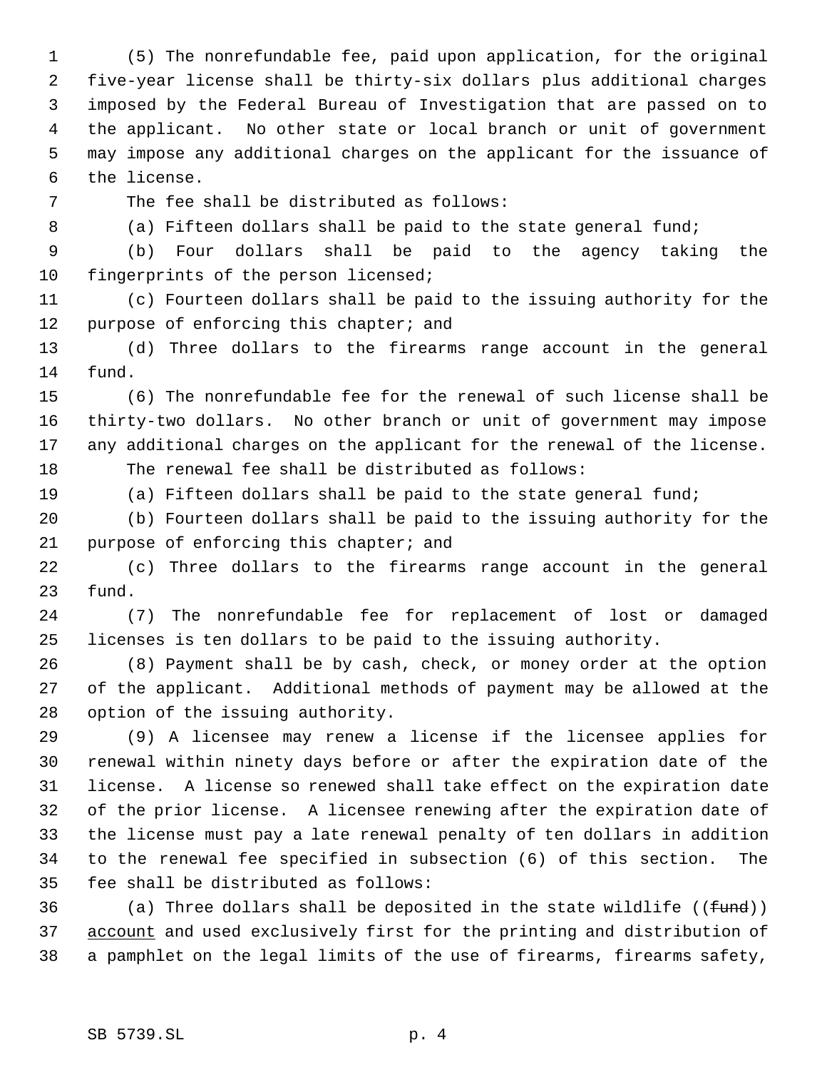(5) The nonrefundable fee, paid upon application, for the original five-year license shall be thirty-six dollars plus additional charges imposed by the Federal Bureau of Investigation that are passed on to the applicant. No other state or local branch or unit of government may impose any additional charges on the applicant for the issuance of the license.

The fee shall be distributed as follows:

(a) Fifteen dollars shall be paid to the state general fund;

(b) Four dollars shall be paid to the agency taking the fingerprints of the person licensed;

(c) Fourteen dollars shall be paid to the issuing authority for the purpose of enforcing this chapter; and

(d) Three dollars to the firearms range account in the general fund.

(6) The nonrefundable fee for the renewal of such license shall be thirty-two dollars. No other branch or unit of government may impose any additional charges on the applicant for the renewal of the license.

The renewal fee shall be distributed as follows:

(a) Fifteen dollars shall be paid to the state general fund;

(b) Fourteen dollars shall be paid to the issuing authority for the purpose of enforcing this chapter; and

(c) Three dollars to the firearms range account in the general fund.

(7) The nonrefundable fee for replacement of lost or damaged licenses is ten dollars to be paid to the issuing authority.

(8) Payment shall be by cash, check, or money order at the option of the applicant. Additional methods of payment may be allowed at the option of the issuing authority.

(9) A licensee may renew a license if the licensee applies for renewal within ninety days before or after the expiration date of the license. A license so renewed shall take effect on the expiration date of the prior license. A licensee renewing after the expiration date of the license must pay a late renewal penalty of ten dollars in addition to the renewal fee specified in subsection (6) of this section. The fee shall be distributed as follows:

(a) Three dollars shall be deposited in the state wildlife ((~~fund~~)) <u>account</u> and used exclusively first for the printing and distribution of a pamphlet on the legal limits of the use of firearms, firearms safety,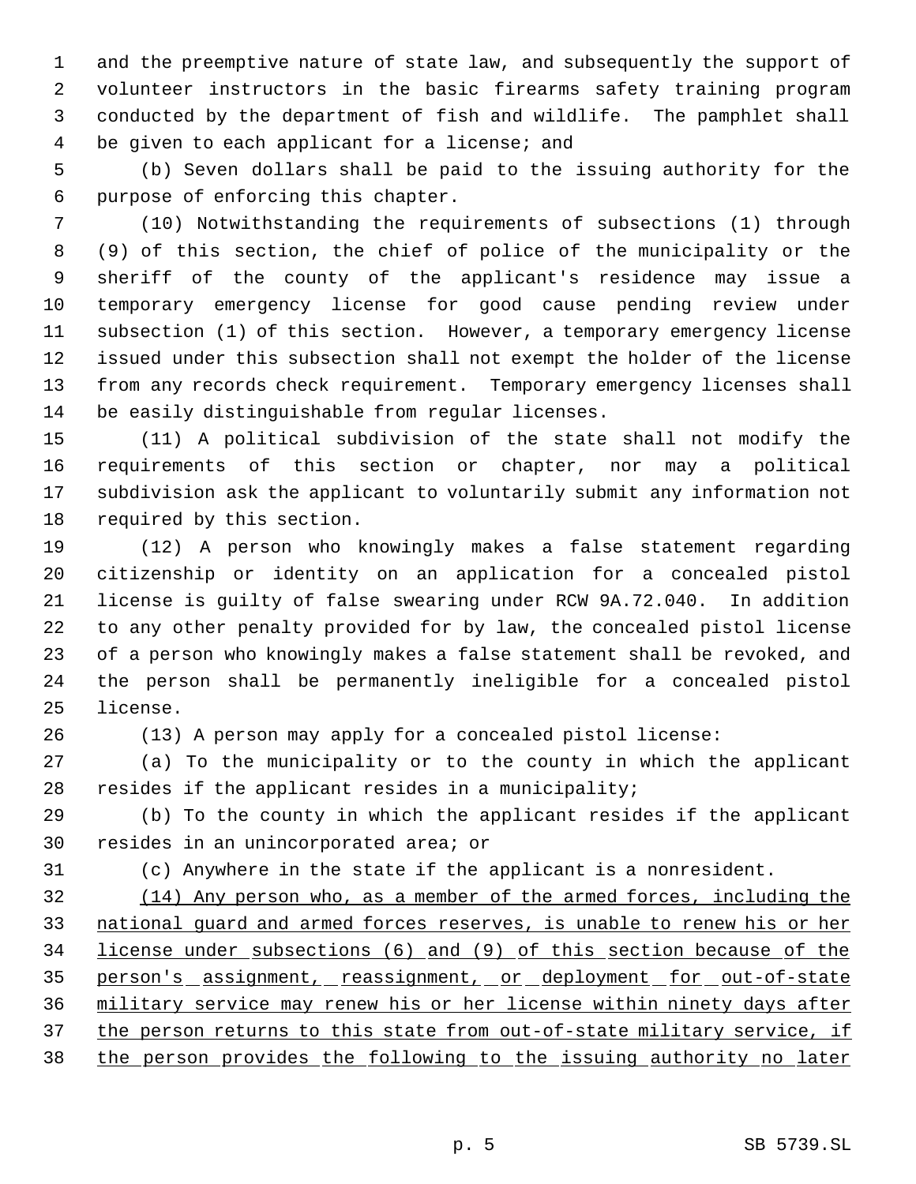and the preemptive nature of state law, and subsequently the support of volunteer instructors in the basic firearms safety training program conducted by the department of fish and wildlife. The pamphlet shall be given to each applicant for a license; and

(b) Seven dollars shall be paid to the issuing authority for the purpose of enforcing this chapter.

(10) Notwithstanding the requirements of subsections (1) through (9) of this section, the chief of police of the municipality or the sheriff of the county of the applicant's residence may issue a temporary emergency license for good cause pending review under subsection (1) of this section. However, a temporary emergency license issued under this subsection shall not exempt the holder of the license from any records check requirement. Temporary emergency licenses shall be easily distinguishable from regular licenses.

(11) A political subdivision of the state shall not modify the requirements of this section or chapter, nor may a political subdivision ask the applicant to voluntarily submit any information not required by this section.

(12) A person who knowingly makes a false statement regarding citizenship or identity on an application for a concealed pistol license is guilty of false swearing under RCW 9A.72.040. In addition to any other penalty provided for by law, the concealed pistol license of a person who knowingly makes a false statement shall be revoked, and the person shall be permanently ineligible for a concealed pistol license.

(13) A person may apply for a concealed pistol license:

(a) To the municipality or to the county in which the applicant resides if the applicant resides in a municipality;

(b) To the county in which the applicant resides if the applicant resides in an unincorporated area; or

(c) Anywhere in the state if the applicant is a nonresident.

(14) Any person who, as a member of the armed forces, including the national guard and armed forces reserves, is unable to renew his or her license under subsections (6) and (9) of this section because of the person's assignment, reassignment, or deployment for out-of-state military service may renew his or her license within ninety days after the person returns to this state from out-of-state military service, if the person provides the following to the issuing authority no later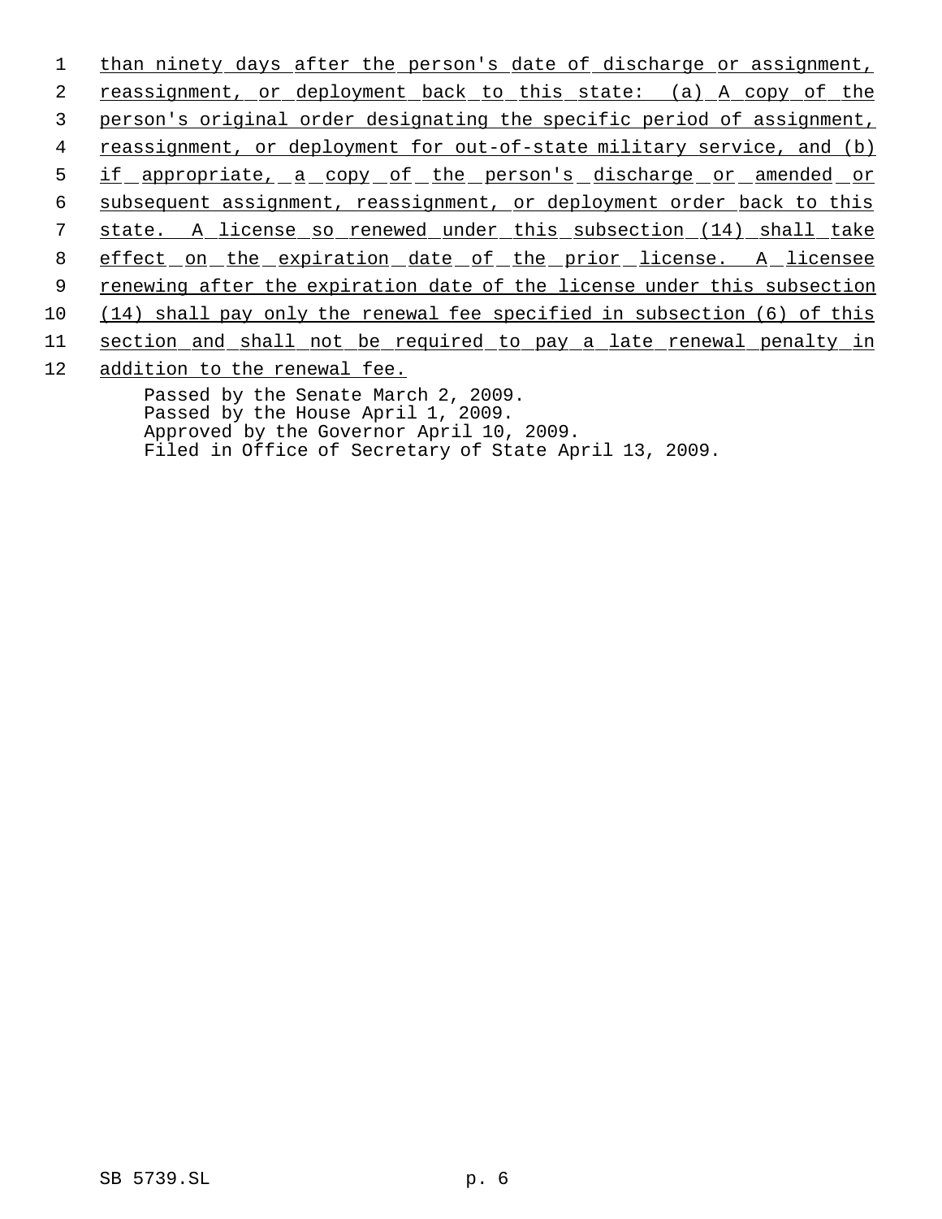than ninety days after the person's date of discharge or assignment, reassignment, or deployment back to this state: (a) A copy of the person's original order designating the specific period of assignment, reassignment, or deployment for out-of-state military service, and (b) if appropriate, a copy of the person's discharge or amended or subsequent assignment, reassignment, or deployment order back to this state. A license so renewed under this subsection (14) shall take effect on the expiration date of the prior license. A licensee renewing after the expiration date of the license under this subsection (14) shall pay only the renewal fee specified in subsection (6) of this section and shall not be required to pay a late renewal penalty in addition to the renewal fee.

Passed by the Senate March 2, 2009.
Passed by the House April 1, 2009.
Approved by the Governor April 10, 2009.
Filed in Office of Secretary of State April 13, 2009.